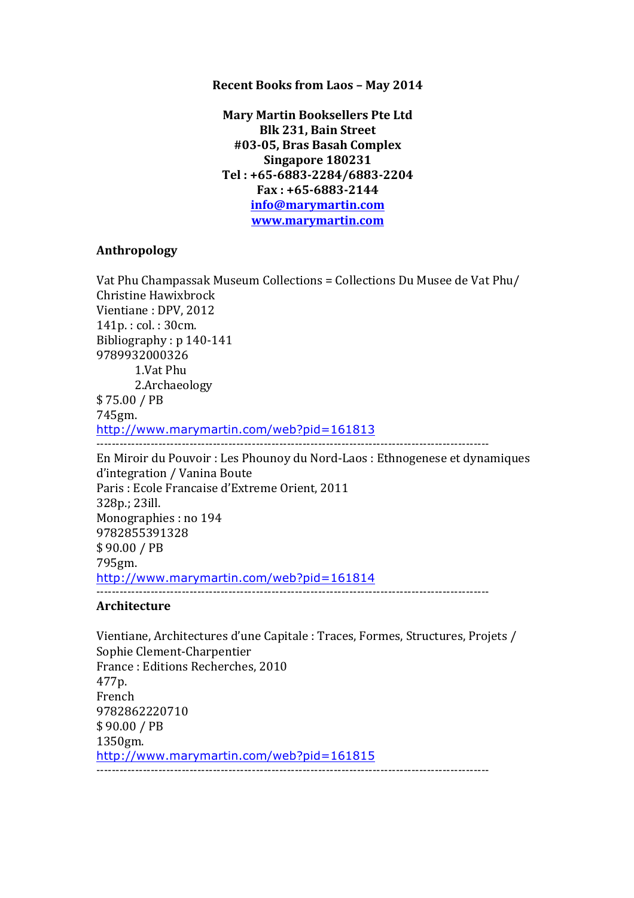**Recent Books from Laos – May 2014**

**Mary Martin Booksellers Pte Ltd**
**Blk 231, Bain Street**
**#03-05, Bras Basah Complex**
**Singapore 180231**
**Tel : +65-6883-2284/6883-2204**
**Fax : +65-6883-2144**
**info@marymartin.com**
**www.marymartin.com**

## Anthropology

Vat Phu Champassak Museum Collections = Collections Du Musee de Vat Phu/ Christine Hawixbrock
Vientiane : DPV, 2012
141p. : col. : 30cm.
Bibliography : p 140-141
9789932000326

1. Vat Phu
2. Archaeology

$ 75.00 / PB
745gm.
http://www.marymartin.com/web?pid=161813

---

En Miroir du Pouvoir : Les Phounoy du Nord-Laos : Ethnogenese et dynamiques d'integration / Vanina Boute
Paris : Ecole Francaise d'Extreme Orient, 2011
328p.; 23ill.
Monographies : no 194
9782855391328
$ 90.00 / PB
795gm.
http://www.marymartin.com/web?pid=161814

---

## Architecture

Vientiane, Architectures d'une Capitale : Traces, Formes, Structures, Projets / Sophie Clement-Charpentier
France : Editions Recherches, 2010
477p.
French
9782862220710
$ 90.00 / PB
1350gm.
http://www.marymartin.com/web?pid=161815

---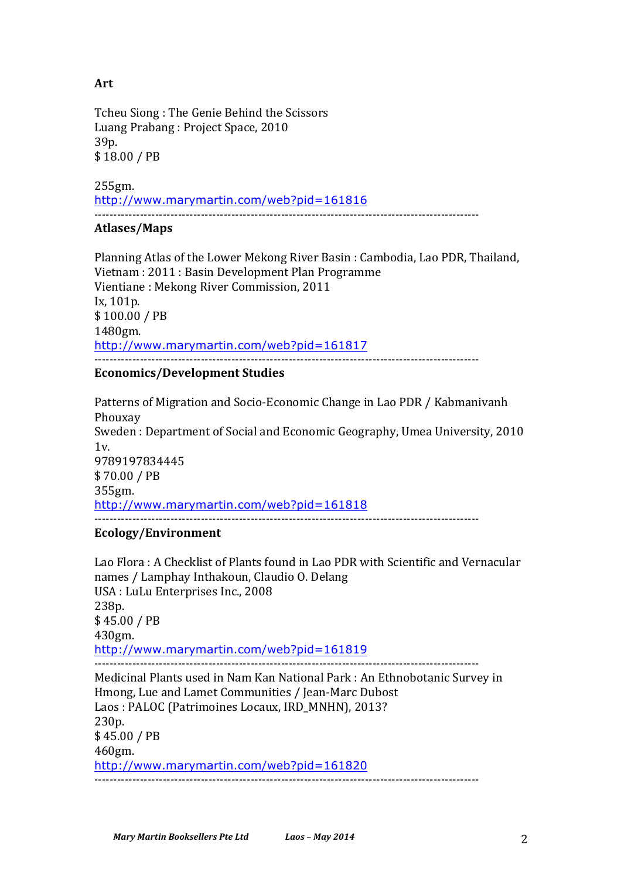**Art**

Tcheu Siong : The Genie Behind the Scissors
Luang Prabang : Project Space, 2010
39p.
$ 18.00 / PB

255gm.
http://www.marymartin.com/web?pid=161816

---

**Atlases/Maps**

Planning Atlas of the Lower Mekong River Basin : Cambodia, Lao PDR, Thailand, Vietnam : 2011 : Basin Development Plan Programme
Vientiane : Mekong River Commission, 2011
Ix, 101p.
$ 100.00 / PB
1480gm.
http://www.marymartin.com/web?pid=161817

---

**Economics/Development Studies**

Patterns of Migration and Socio-Economic Change in Lao PDR / Kabmanivanh Phouxay
Sweden : Department of Social and Economic Geography, Umea University, 2010
1v.
9789197834445
$ 70.00 / PB
355gm.
http://www.marymartin.com/web?pid=161818

---

**Ecology/Environment**

Lao Flora : A Checklist of Plants found in Lao PDR with Scientific and Vernacular names / Lamphay Inthakoun, Claudio O. Delang
USA : LuLu Enterprises Inc., 2008
238p.
$ 45.00 / PB
430gm.
http://www.marymartin.com/web?pid=161819

---

Medicinal Plants used in Nam Kan National Park : An Ethnobotanic Survey in Hmong, Lue and Lamet Communities / Jean-Marc Dubost
Laos : PALOC (Patrimoines Locaux, IRD_MNHN), 2013?
230p.
$ 45.00 / PB
460gm.
http://www.marymartin.com/web?pid=161820

---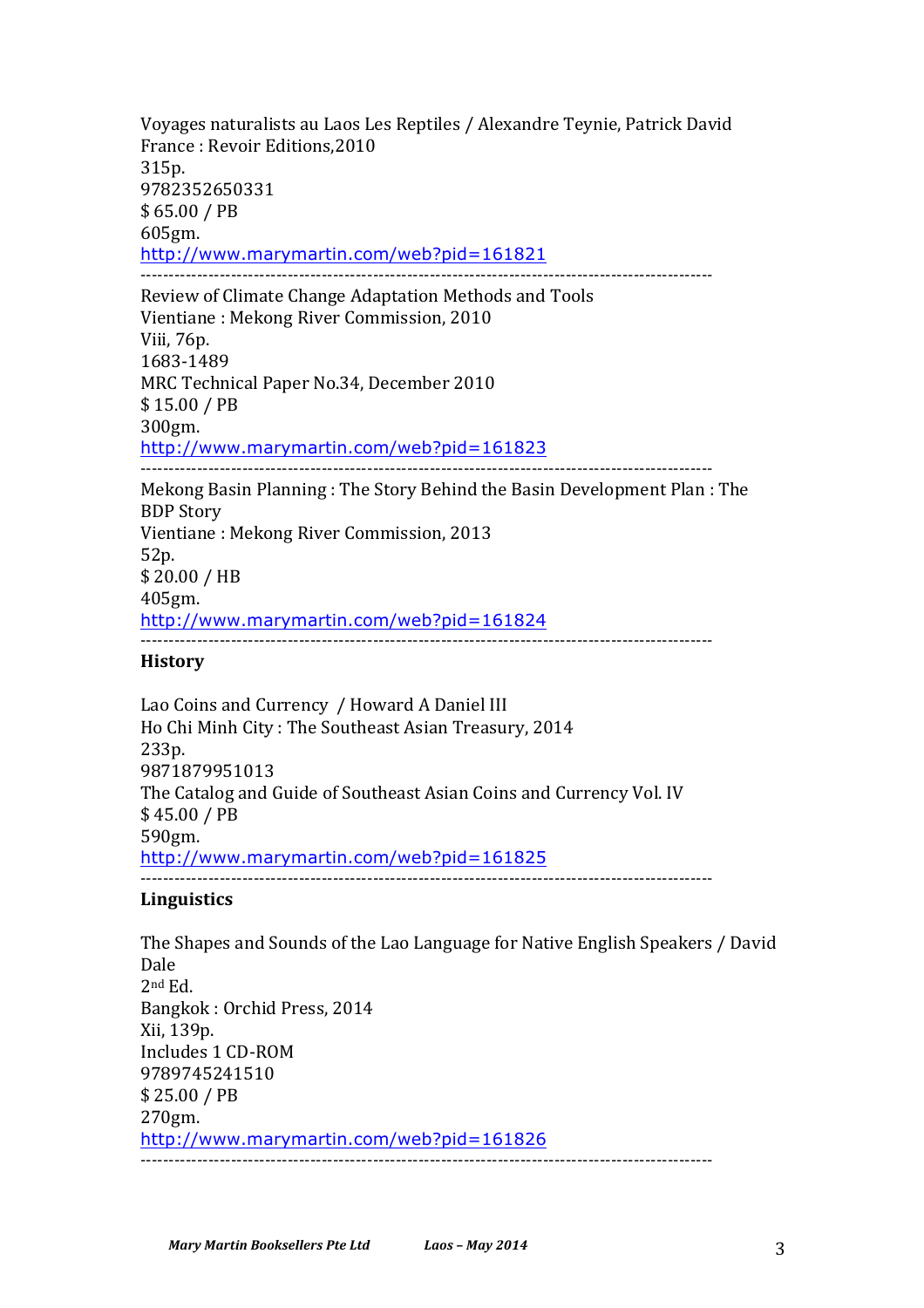Voyages naturalists au Laos Les Reptiles / Alexandre Teynie, Patrick David
France : Revoir Editions,2010
315p.
9782352650331
$ 65.00 / PB
605gm.
http://www.marymartin.com/web?pid=161821

---

Review of Climate Change Adaptation Methods and Tools
Vientiane : Mekong River Commission, 2010
Viii, 76p.
1683-1489
MRC Technical Paper No.34, December 2010
$ 15.00 / PB
300gm.
http://www.marymartin.com/web?pid=161823

---

Mekong Basin Planning : The Story Behind the Basin Development Plan : The BDP Story
Vientiane : Mekong River Commission, 2013
52p.
$ 20.00 / HB
405gm.
http://www.marymartin.com/web?pid=161824

---

**History**

Lao Coins and Currency / Howard A Daniel III
Ho Chi Minh City : The Southeast Asian Treasury, 2014
233p.
9871879951013
The Catalog and Guide of Southeast Asian Coins and Currency Vol. IV
$ 45.00 / PB
590gm.
http://www.marymartin.com/web?pid=161825

---

**Linguistics**

The Shapes and Sounds of the Lao Language for Native English Speakers / David Dale
2nd Ed.
Bangkok : Orchid Press, 2014
Xii, 139p.
Includes 1 CD-ROM
9789745241510
$ 25.00 / PB
270gm.
http://www.marymartin.com/web?pid=161826

---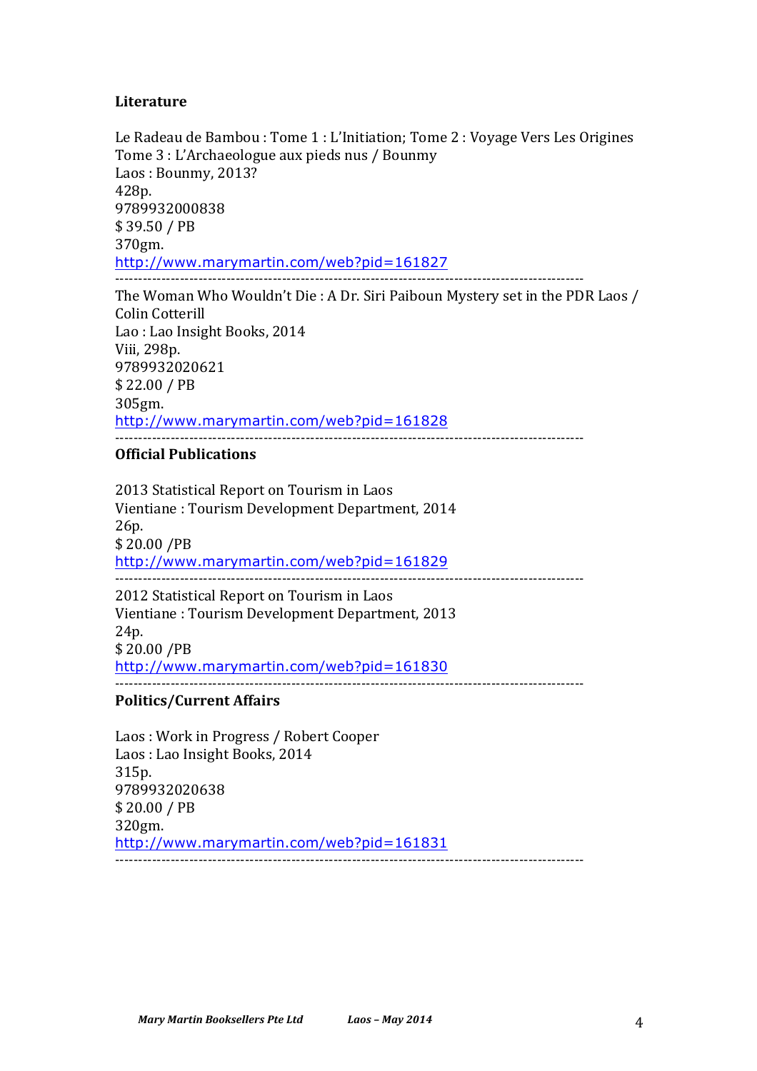**Literature**

Le Radeau de Bambou : Tome 1 : L'Initiation; Tome 2 : Voyage Vers Les Origines  
Tome 3 : L'Archaeologue aux pieds nus / Bounmy  
Laos : Bounmy, 2013?  
428p.  
9789932000838  
$ 39.50 / PB  
370gm.  
http://www.marymartin.com/web?pid=161827

---

The Woman Who Wouldn't Die : A Dr. Siri Paiboun Mystery set in the PDR Laos / Colin Cotterill  
Lao : Lao Insight Books, 2014  
Viii, 298p.  
9789932020621  
$ 22.00 / PB  
305gm.  
http://www.marymartin.com/web?pid=161828

---

**Official Publications**

2013 Statistical Report on Tourism in Laos  
Vientiane : Tourism Development Department, 2014  
26p.  
$ 20.00 /PB  
http://www.marymartin.com/web?pid=161829

---

2012 Statistical Report on Tourism in Laos  
Vientiane : Tourism Development Department, 2013  
24p.  
$ 20.00 /PB  
http://www.marymartin.com/web?pid=161830

---

**Politics/Current Affairs**

Laos : Work in Progress / Robert Cooper  
Laos : Lao Insight Books, 2014  
315p.  
9789932020638  
$ 20.00 / PB  
320gm.  
http://www.marymartin.com/web?pid=161831

---